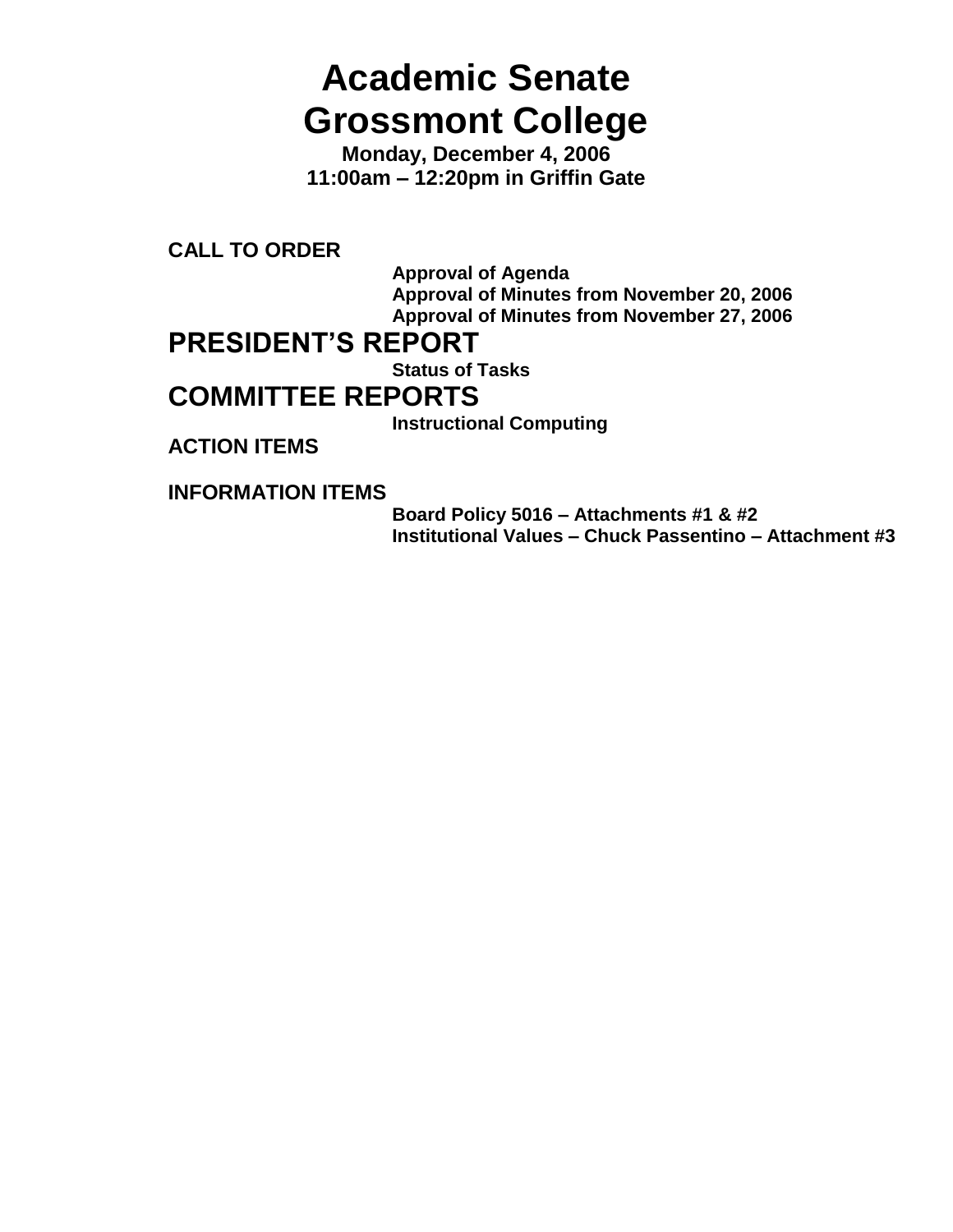# Academic Senate
# Grossmont College

**Monday, December 4, 2006**
**11:00am – 12:20pm in Griffin Gate**

**CALL TO ORDER**

- **Approval of Agenda**
- **Approval of Minutes from November 20, 2006**
- **Approval of Minutes from November 27, 2006**

## PRESIDENT'S REPORT

- **Status of Tasks**

## COMMITTEE REPORTS

- **Instructional Computing**

**ACTION ITEMS**

**INFORMATION ITEMS**

- **Board Policy 5016 – Attachments #1 & #2**
- **Institutional Values – Chuck Passentino – Attachment #3**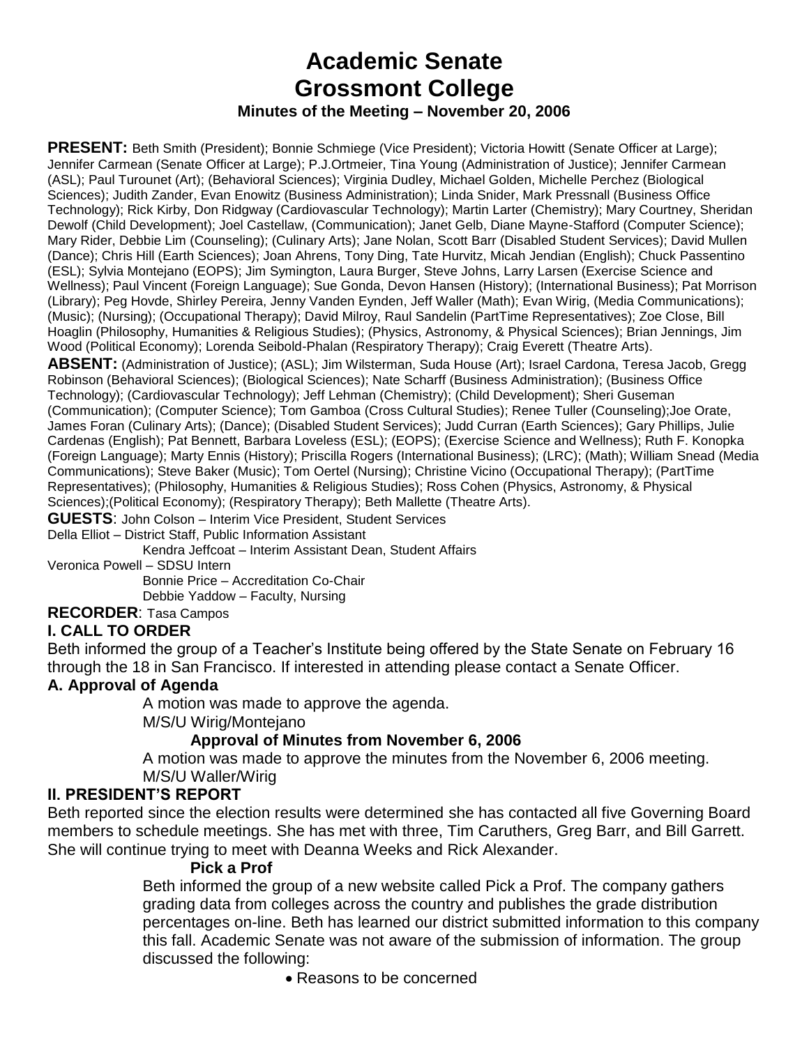# Academic Senate
# Grossmont College
### Minutes of the Meeting – November 20, 2006

**PRESENT:** Beth Smith (President); Bonnie Schmiege (Vice President); Victoria Howitt (Senate Officer at Large); Jennifer Carmean (Senate Officer at Large); P.J.Ortmeier, Tina Young (Administration of Justice); Jennifer Carmean (ASL); Paul Turounet (Art); (Behavioral Sciences); Virginia Dudley, Michael Golden, Michelle Perchez (Biological Sciences); Judith Zander, Evan Enowitz (Business Administration); Linda Snider, Mark Pressnall (Business Office Technology); Rick Kirby, Don Ridgway (Cardiovascular Technology); Martin Larter (Chemistry); Mary Courtney, Sheridan Dewolf (Child Development); Joel Castellaw, (Communication); Janet Gelb, Diane Mayne-Stafford (Computer Science); Mary Rider, Debbie Lim (Counseling); (Culinary Arts); Jane Nolan, Scott Barr (Disabled Student Services); David Mullen (Dance); Chris Hill (Earth Sciences); Joan Ahrens, Tony Ding, Tate Hurvitz, Micah Jendian (English); Chuck Passentino (ESL); Sylvia Montejano (EOPS); Jim Symington, Laura Burger, Steve Johns, Larry Larsen (Exercise Science and Wellness); Paul Vincent (Foreign Language); Sue Gonda, Devon Hansen (History); (International Business); Pat Morrison (Library); Peg Hovde, Shirley Pereira, Jenny Vanden Eynden, Jeff Waller (Math); Evan Wirig, (Media Communications); (Music); (Nursing); (Occupational Therapy); David Milroy, Raul Sandelin (PartTime Representatives); Zoe Close, Bill Hoaglin (Philosophy, Humanities & Religious Studies); (Physics, Astronomy, & Physical Sciences); Brian Jennings, Jim Wood (Political Economy); Lorenda Seibold-Phalan (Respiratory Therapy); Craig Everett (Theatre Arts).

**ABSENT:** (Administration of Justice); (ASL); Jim Wilsterman, Suda House (Art); Israel Cardona, Teresa Jacob, Gregg Robinson (Behavioral Sciences); (Biological Sciences); Nate Scharff (Business Administration); (Business Office Technology); (Cardiovascular Technology); Jeff Lehman (Chemistry); (Child Development); Sheri Guseman (Communication); (Computer Science); Tom Gamboa (Cross Cultural Studies); Renee Tuller (Counseling);Joe Orate, James Foran (Culinary Arts); (Dance); (Disabled Student Services); Judd Curran (Earth Sciences); Gary Phillips, Julie Cardenas (English); Pat Bennett, Barbara Loveless (ESL); (EOPS); (Exercise Science and Wellness); Ruth F. Konopka (Foreign Language); Marty Ennis (History); Priscilla Rogers (International Business); (LRC); (Math); William Snead (Media Communications); Steve Baker (Music); Tom Oertel (Nursing); Christine Vicino (Occupational Therapy); (PartTime Representatives); (Philosophy, Humanities & Religious Studies); Ross Cohen (Physics, Astronomy, & Physical Sciences);(Political Economy); (Respiratory Therapy); Beth Mallette (Theatre Arts).

**GUESTS**: John Colson – Interim Vice President, Student Services
Della Elliot – District Staff, Public Information Assistant
Kendra Jeffcoat – Interim Assistant Dean, Student Affairs
Veronica Powell – SDSU Intern
Bonnie Price – Accreditation Co-Chair
Debbie Yaddow – Faculty, Nursing

**RECORDER**: Tasa Campos

## I. CALL TO ORDER

Beth informed the group of a Teacher's Institute being offered by the State Senate on February 16 through the 18 in San Francisco. If interested in attending please contact a Senate Officer.

### A. Approval of Agenda

A motion was made to approve the agenda.
M/S/U Wirig/Montejano

**Approval of Minutes from November 6, 2006**

A motion was made to approve the minutes from the November 6, 2006 meeting.
M/S/U Waller/Wirig

## II. PRESIDENT'S REPORT

Beth reported since the election results were determined she has contacted all five Governing Board members to schedule meetings. She has met with three, Tim Caruthers, Greg Barr, and Bill Garrett. She will continue trying to meet with Deanna Weeks and Rick Alexander.

**Pick a Prof**

Beth informed the group of a new website called Pick a Prof. The company gathers grading data from colleges across the country and publishes the grade distribution percentages on-line. Beth has learned our district submitted information to this company this fall. Academic Senate was not aware of the submission of information. The group discussed the following:

- Reasons to be concerned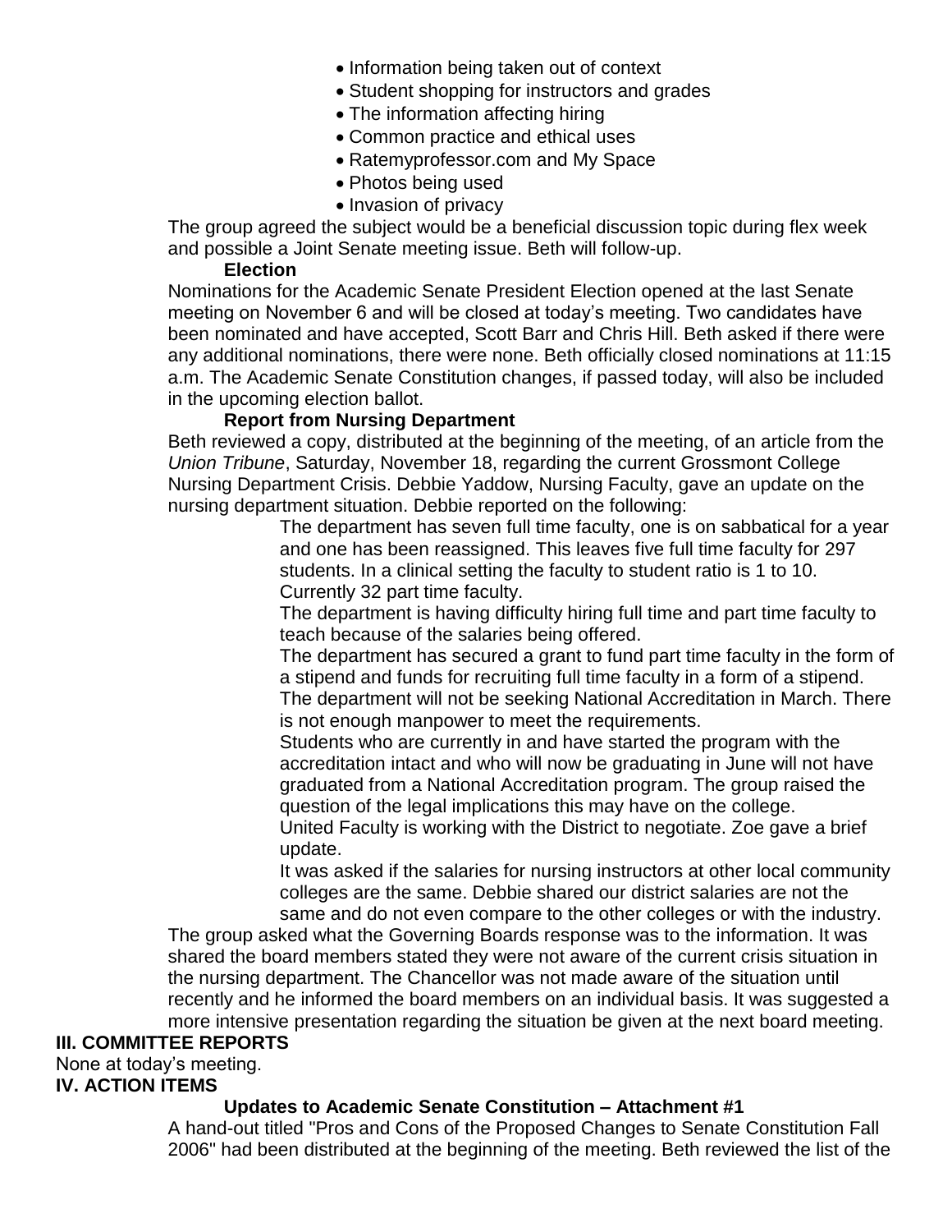- Information being taken out of context
- Student shopping for instructors and grades
- The information affecting hiring
- Common practice and ethical uses
- Ratemyprofessor.com and My Space
- Photos being used
- Invasion of privacy

The group agreed the subject would be a beneficial discussion topic during flex week and possible a Joint Senate meeting issue. Beth will follow-up.

**Election**

Nominations for the Academic Senate President Election opened at the last Senate meeting on November 6 and will be closed at today's meeting. Two candidates have been nominated and have accepted, Scott Barr and Chris Hill. Beth asked if there were any additional nominations, there were none. Beth officially closed nominations at 11:15 a.m. The Academic Senate Constitution changes, if passed today, will also be included in the upcoming election ballot.

**Report from Nursing Department**

Beth reviewed a copy, distributed at the beginning of the meeting, of an article from the *Union Tribune*, Saturday, November 18, regarding the current Grossmont College Nursing Department Crisis. Debbie Yaddow, Nursing Faculty, gave an update on the nursing department situation. Debbie reported on the following:

The department has seven full time faculty, one is on sabbatical for a year and one has been reassigned. This leaves five full time faculty for 297 students. In a clinical setting the faculty to student ratio is 1 to 10. Currently 32 part time faculty.

The department is having difficulty hiring full time and part time faculty to teach because of the salaries being offered.

The department has secured a grant to fund part time faculty in the form of a stipend and funds for recruiting full time faculty in a form of a stipend.

The department will not be seeking National Accreditation in March. There is not enough manpower to meet the requirements.

Students who are currently in and have started the program with the accreditation intact and who will now be graduating in June will not have graduated from a National Accreditation program. The group raised the question of the legal implications this may have on the college.

United Faculty is working with the District to negotiate. Zoe gave a brief update.

It was asked if the salaries for nursing instructors at other local community colleges are the same. Debbie shared our district salaries are not the same and do not even compare to the other colleges or with the industry.

The group asked what the Governing Boards response was to the information. It was shared the board members stated they were not aware of the current crisis situation in the nursing department. The Chancellor was not made aware of the situation until recently and he informed the board members on an individual basis. It was suggested a more intensive presentation regarding the situation be given at the next board meeting.

## III. COMMITTEE REPORTS

None at today's meeting.

## IV. ACTION ITEMS

**Updates to Academic Senate Constitution – Attachment #1**

A hand-out titled "Pros and Cons of the Proposed Changes to Senate Constitution Fall 2006" had been distributed at the beginning of the meeting. Beth reviewed the list of the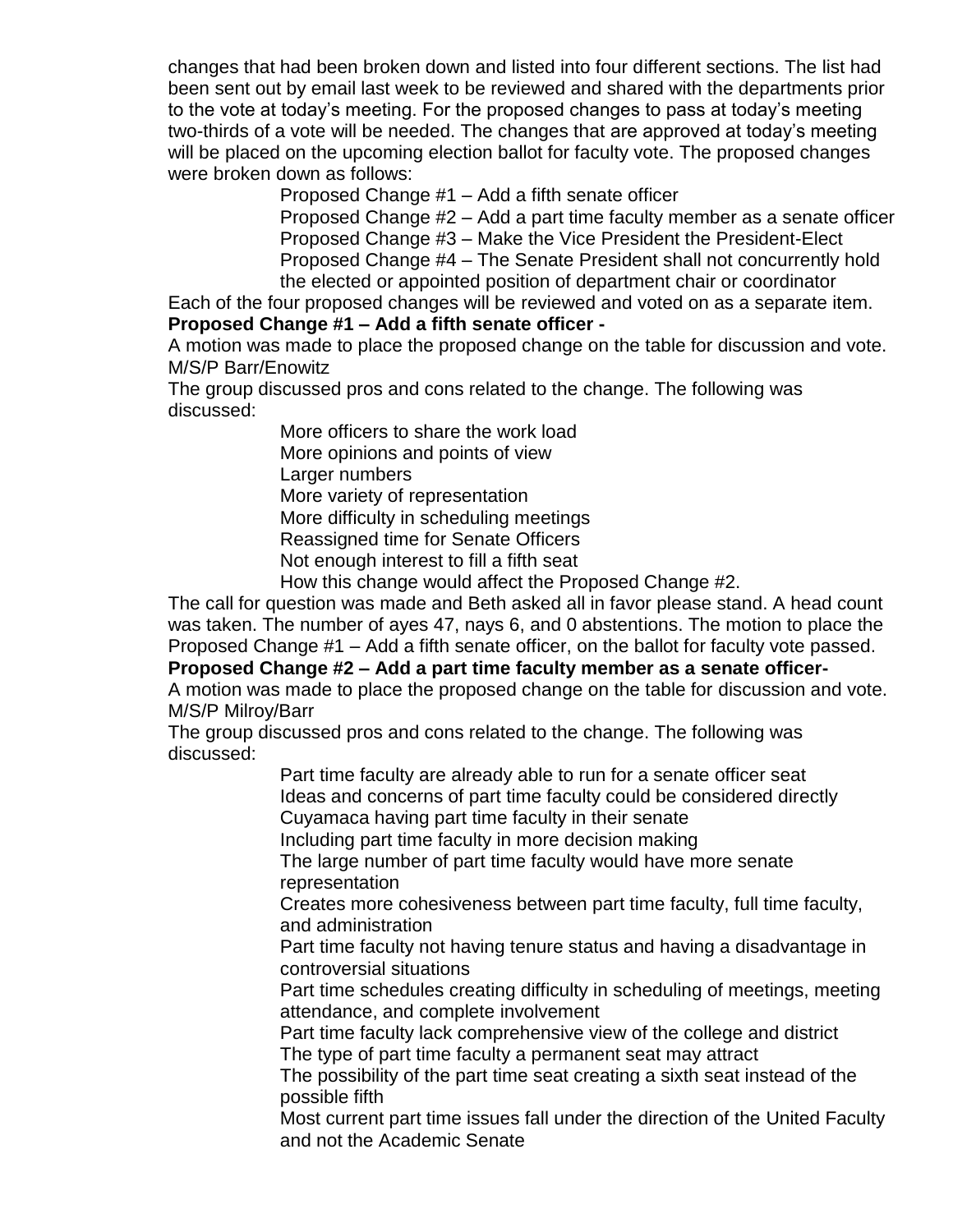changes that had been broken down and listed into four different sections. The list had been sent out by email last week to be reviewed and shared with the departments prior to the vote at today's meeting. For the proposed changes to pass at today's meeting two-thirds of a vote will be needed. The changes that are approved at today's meeting will be placed on the upcoming election ballot for faculty vote. The proposed changes were broken down as follows:

- Proposed Change #1 – Add a fifth senate officer
- Proposed Change #2 – Add a part time faculty member as a senate officer
- Proposed Change #3 – Make the Vice President the President-Elect
- Proposed Change #4 – The Senate President shall not concurrently hold the elected or appointed position of department chair or coordinator

Each of the four proposed changes will be reviewed and voted on as a separate item.

**Proposed Change #1 – Add a fifth senate officer -**

A motion was made to place the proposed change on the table for discussion and vote. M/S/P Barr/Enowitz

The group discussed pros and cons related to the change. The following was discussed:

- More officers to share the work load
- More opinions and points of view
- Larger numbers
- More variety of representation
- More difficulty in scheduling meetings
- Reassigned time for Senate Officers
- Not enough interest to fill a fifth seat
- How this change would affect the Proposed Change #2.

The call for question was made and Beth asked all in favor please stand. A head count was taken. The number of ayes 47, nays 6, and 0 abstentions. The motion to place the Proposed Change #1 – Add a fifth senate officer, on the ballot for faculty vote passed.

**Proposed Change #2 – Add a part time faculty member as a senate officer-**

A motion was made to place the proposed change on the table for discussion and vote. M/S/P Milroy/Barr

The group discussed pros and cons related to the change. The following was discussed:

- Part time faculty are already able to run for a senate officer seat
- Ideas and concerns of part time faculty could be considered directly
- Cuyamaca having part time faculty in their senate
- Including part time faculty in more decision making
- The large number of part time faculty would have more senate representation
- Creates more cohesiveness between part time faculty, full time faculty, and administration
- Part time faculty not having tenure status and having a disadvantage in controversial situations
- Part time schedules creating difficulty in scheduling of meetings, meeting attendance, and complete involvement
- Part time faculty lack comprehensive view of the college and district
- The type of part time faculty a permanent seat may attract
- The possibility of the part time seat creating a sixth seat instead of the possible fifth
- Most current part time issues fall under the direction of the United Faculty and not the Academic Senate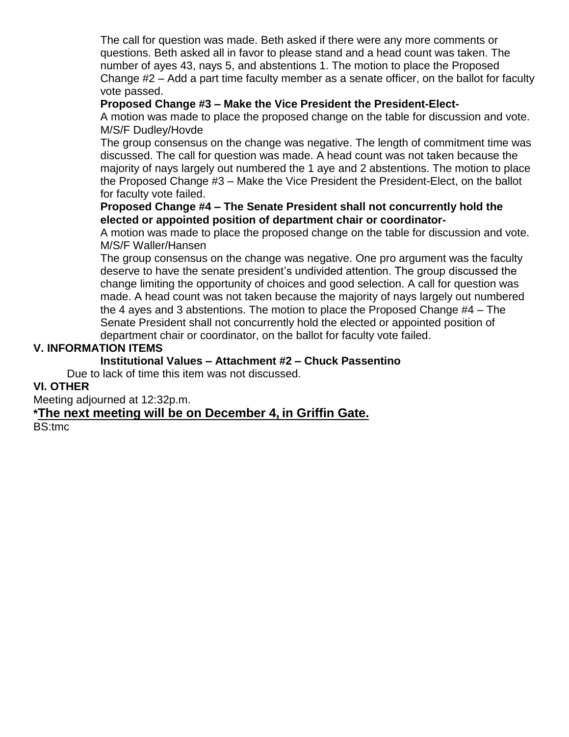The call for question was made. Beth asked if there were any more comments or questions. Beth asked all in favor to please stand and a head count was taken. The number of ayes 43, nays 5, and abstentions 1. The motion to place the Proposed Change #2 – Add a part time faculty member as a senate officer, on the ballot for faculty vote passed.

**Proposed Change #3 – Make the Vice President the President-Elect-**

A motion was made to place the proposed change on the table for discussion and vote. M/S/F Dudley/Hovde

The group consensus on the change was negative. The length of commitment time was discussed. The call for question was made. A head count was not taken because the majority of nays largely out numbered the 1 aye and 2 abstentions. The motion to place the Proposed Change #3 – Make the Vice President the President-Elect, on the ballot for faculty vote failed.

**Proposed Change #4 – The Senate President shall not concurrently hold the elected or appointed position of department chair or coordinator-**

A motion was made to place the proposed change on the table for discussion and vote. M/S/F Waller/Hansen

The group consensus on the change was negative. One pro argument was the faculty deserve to have the senate president's undivided attention. The group discussed the change limiting the opportunity of choices and good selection. A call for question was made. A head count was not taken because the majority of nays largely out numbered the 4 ayes and 3 abstentions. The motion to place the Proposed Change #4 – The Senate President shall not concurrently hold the elected or appointed position of department chair or coordinator, on the ballot for faculty vote failed.

**V. INFORMATION ITEMS**

**Institutional Values – Attachment #2 – Chuck Passentino**

Due to lack of time this item was not discussed.

**VI. OTHER**

Meeting adjourned at 12:32p.m.

**\*The next meeting will be on December 4, in Griffin Gate.**

BS:tmc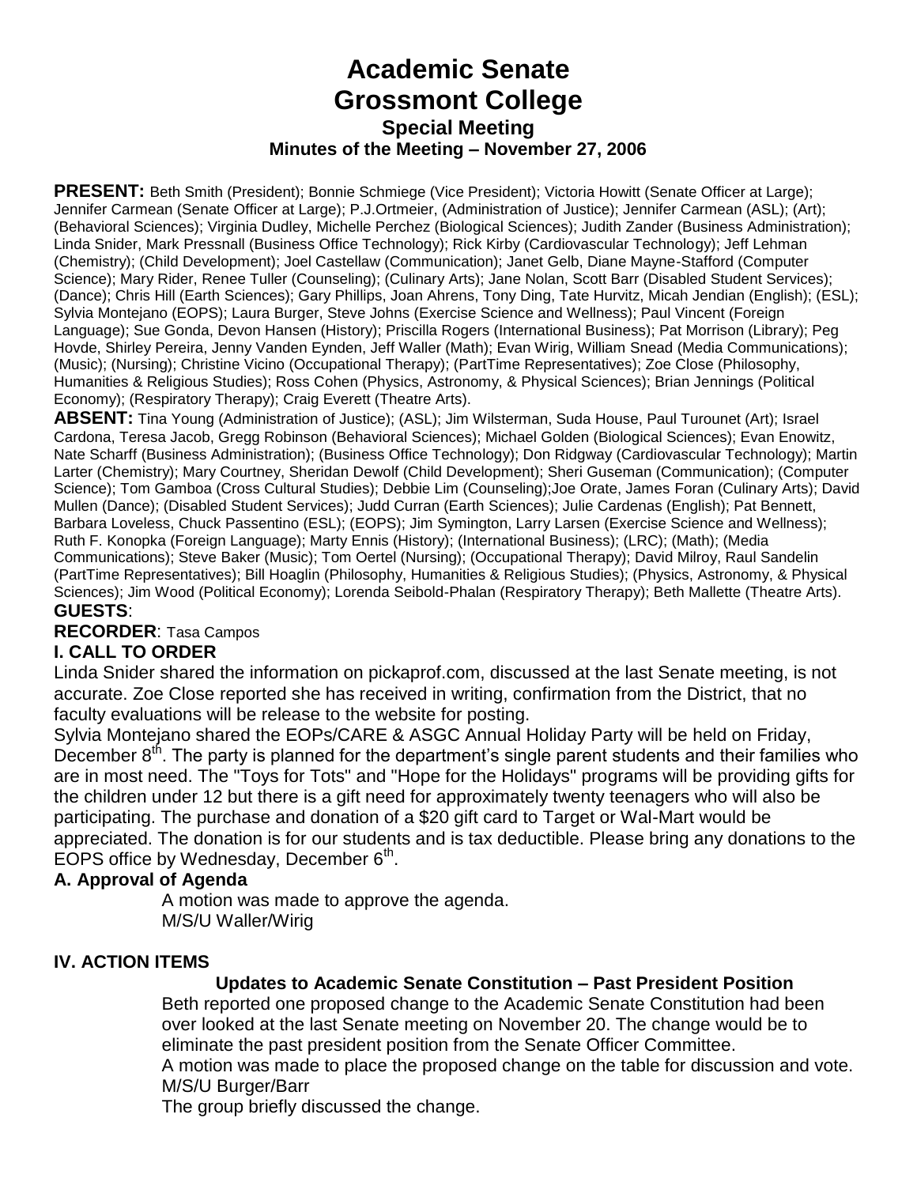# Academic Senate Grossmont College

## Special Meeting

### Minutes of the Meeting – November 27, 2006

**PRESENT:** Beth Smith (President); Bonnie Schmiege (Vice President); Victoria Howitt (Senate Officer at Large); Jennifer Carmean (Senate Officer at Large); P.J.Ortmeier, (Administration of Justice); Jennifer Carmean (ASL); (Art); (Behavioral Sciences); Virginia Dudley, Michelle Perchez (Biological Sciences); Judith Zander (Business Administration); Linda Snider, Mark Pressnall (Business Office Technology); Rick Kirby (Cardiovascular Technology); Jeff Lehman (Chemistry); (Child Development); Joel Castellaw (Communication); Janet Gelb, Diane Mayne-Stafford (Computer Science); Mary Rider, Renee Tuller (Counseling); (Culinary Arts); Jane Nolan, Scott Barr (Disabled Student Services); (Dance); Chris Hill (Earth Sciences); Gary Phillips, Joan Ahrens, Tony Ding, Tate Hurvitz, Micah Jendian (English); (ESL); Sylvia Montejano (EOPS); Laura Burger, Steve Johns (Exercise Science and Wellness); Paul Vincent (Foreign Language); Sue Gonda, Devon Hansen (History); Priscilla Rogers (International Business); Pat Morrison (Library); Peg Hovde, Shirley Pereira, Jenny Vanden Eynden, Jeff Waller (Math); Evan Wirig, William Snead (Media Communications); (Music); (Nursing); Christine Vicino (Occupational Therapy); (PartTime Representatives); Zoe Close (Philosophy, Humanities & Religious Studies); Ross Cohen (Physics, Astronomy, & Physical Sciences); Brian Jennings (Political Economy); (Respiratory Therapy); Craig Everett (Theatre Arts).

**ABSENT:** Tina Young (Administration of Justice); (ASL); Jim Wilsterman, Suda House, Paul Turounet (Art); Israel Cardona, Teresa Jacob, Gregg Robinson (Behavioral Sciences); Michael Golden (Biological Sciences); Evan Enowitz, Nate Scharff (Business Administration); (Business Office Technology); Don Ridgway (Cardiovascular Technology); Martin Larter (Chemistry); Mary Courtney, Sheridan Dewolf (Child Development); Sheri Guseman (Communication); (Computer Science); Tom Gamboa (Cross Cultural Studies); Debbie Lim (Counseling);Joe Orate, James Foran (Culinary Arts); David Mullen (Dance); (Disabled Student Services); Judd Curran (Earth Sciences); Julie Cardenas (English); Pat Bennett, Barbara Loveless, Chuck Passentino (ESL); (EOPS); Jim Symington, Larry Larsen (Exercise Science and Wellness); Ruth F. Konopka (Foreign Language); Marty Ennis (History); (International Business); (LRC); (Math); (Media Communications); Steve Baker (Music); Tom Oertel (Nursing); (Occupational Therapy); David Milroy, Raul Sandelin (PartTime Representatives); Bill Hoaglin (Philosophy, Humanities & Religious Studies); (Physics, Astronomy, & Physical Sciences); Jim Wood (Political Economy); Lorenda Seibold-Phalan (Respiratory Therapy); Beth Mallette (Theatre Arts).

**GUESTS**:

**RECORDER**: Tasa Campos

### I. CALL TO ORDER

Linda Snider shared the information on pickaprof.com, discussed at the last Senate meeting, is not accurate. Zoe Close reported she has received in writing, confirmation from the District, that no faculty evaluations will be release to the website for posting.

Sylvia Montejano shared the EOPs/CARE & ASGC Annual Holiday Party will be held on Friday, December 8th. The party is planned for the department's single parent students and their families who are in most need. The "Toys for Tots" and "Hope for the Holidays" programs will be providing gifts for the children under 12 but there is a gift need for approximately twenty teenagers who will also be participating. The purchase and donation of a $20 gift card to Target or Wal-Mart would be appreciated. The donation is for our students and is tax deductible. Please bring any donations to the EOPS office by Wednesday, December 6th.

#### A. Approval of Agenda

A motion was made to approve the agenda.
M/S/U Waller/Wirig

### IV. ACTION ITEMS

#### Updates to Academic Senate Constitution – Past President Position

Beth reported one proposed change to the Academic Senate Constitution had been over looked at the last Senate meeting on November 20. The change would be to eliminate the past president position from the Senate Officer Committee.

A motion was made to place the proposed change on the table for discussion and vote.
M/S/U Burger/Barr

The group briefly discussed the change.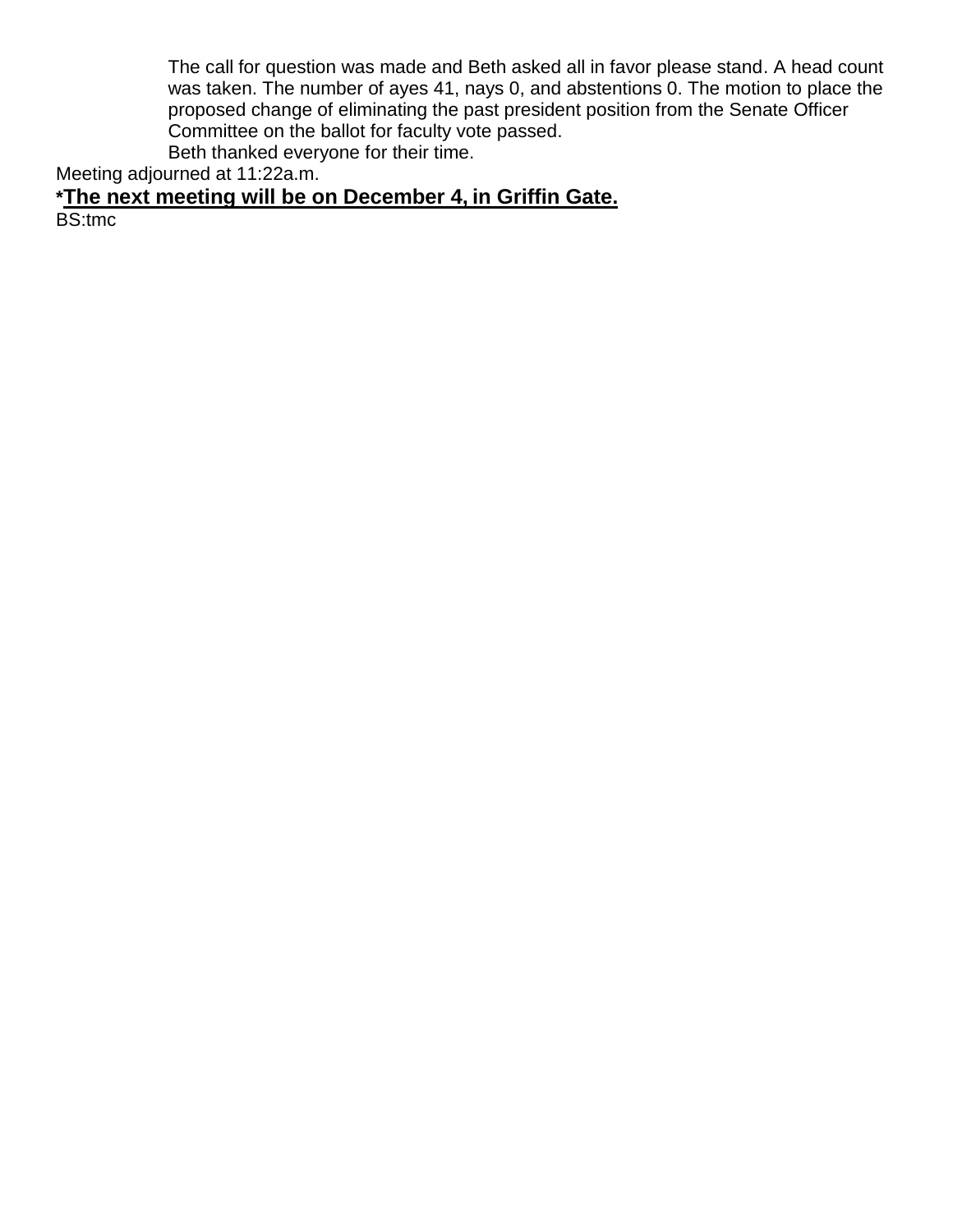The call for question was made and Beth asked all in favor please stand. A head count was taken. The number of ayes 41, nays 0, and abstentions 0. The motion to place the proposed change of eliminating the past president position from the Senate Officer Committee on the ballot for faculty vote passed.

Beth thanked everyone for their time.

Meeting adjourned at 11:22a.m.

***The next meeting will be on December 4, in Griffin Gate.**

BS:tmc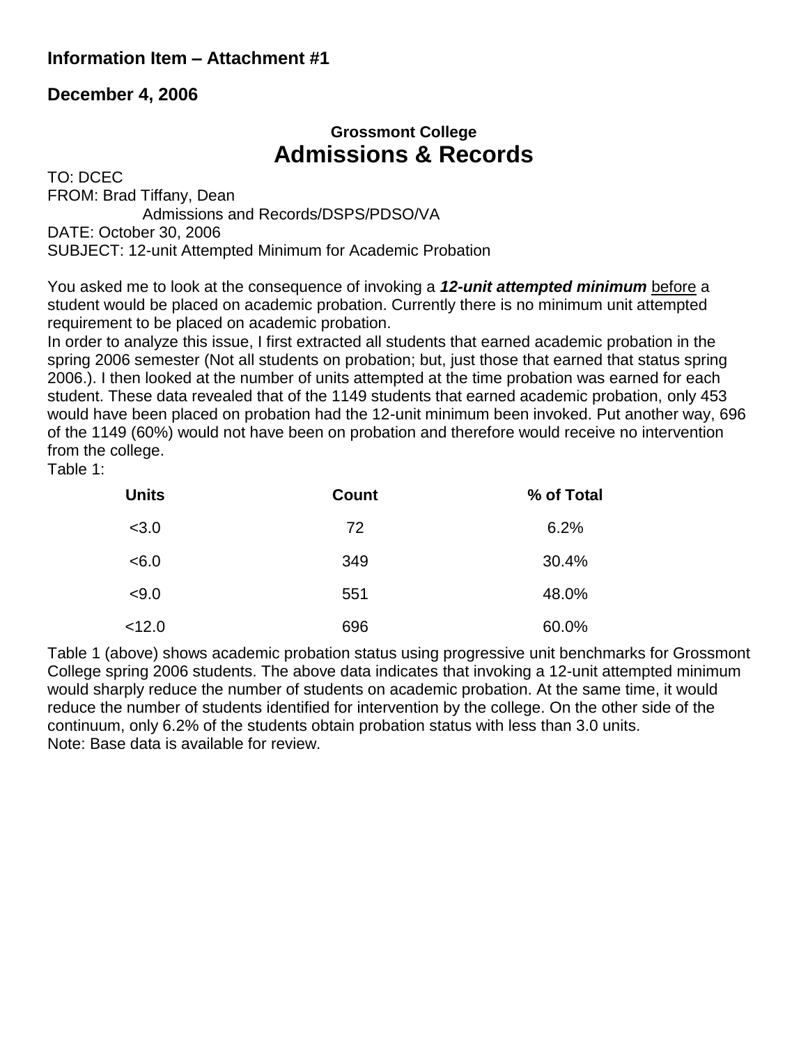**Information Item – Attachment #1**

**December 4, 2006**

### Grossmont College
# Admissions & Records

TO: DCEC
FROM: Brad Tiffany, Dean
Admissions and Records/DSPS/PDSO/VA
DATE: October 30, 2006
SUBJECT: 12-unit Attempted Minimum for Academic Probation

You asked me to look at the consequence of invoking a ***12-unit attempted minimum*** before a student would be placed on academic probation. Currently there is no minimum unit attempted requirement to be placed on academic probation.
In order to analyze this issue, I first extracted all students that earned academic probation in the spring 2006 semester (Not all students on probation; but, just those that earned that status spring 2006.). I then looked at the number of units attempted at the time probation was earned for each student. These data revealed that of the 1149 students that earned academic probation, only 453 would have been placed on probation had the 12-unit minimum been invoked. Put another way, 696 of the 1149 (60%) would not have been on probation and therefore would receive no intervention from the college.
Table 1:

| Units | Count | % of Total |
|---|---|---|
| <3.0 | 72 | 6.2% |
| <6.0 | 349 | 30.4% |
| <9.0 | 551 | 48.0% |
| <12.0 | 696 | 60.0% |

Table 1 (above) shows academic probation status using progressive unit benchmarks for Grossmont College spring 2006 students. The above data indicates that invoking a 12-unit attempted minimum would sharply reduce the number of students on academic probation. At the same time, it would reduce the number of students identified for intervention by the college. On the other side of the continuum, only 6.2% of the students obtain probation status with less than 3.0 units.
Note: Base data is available for review.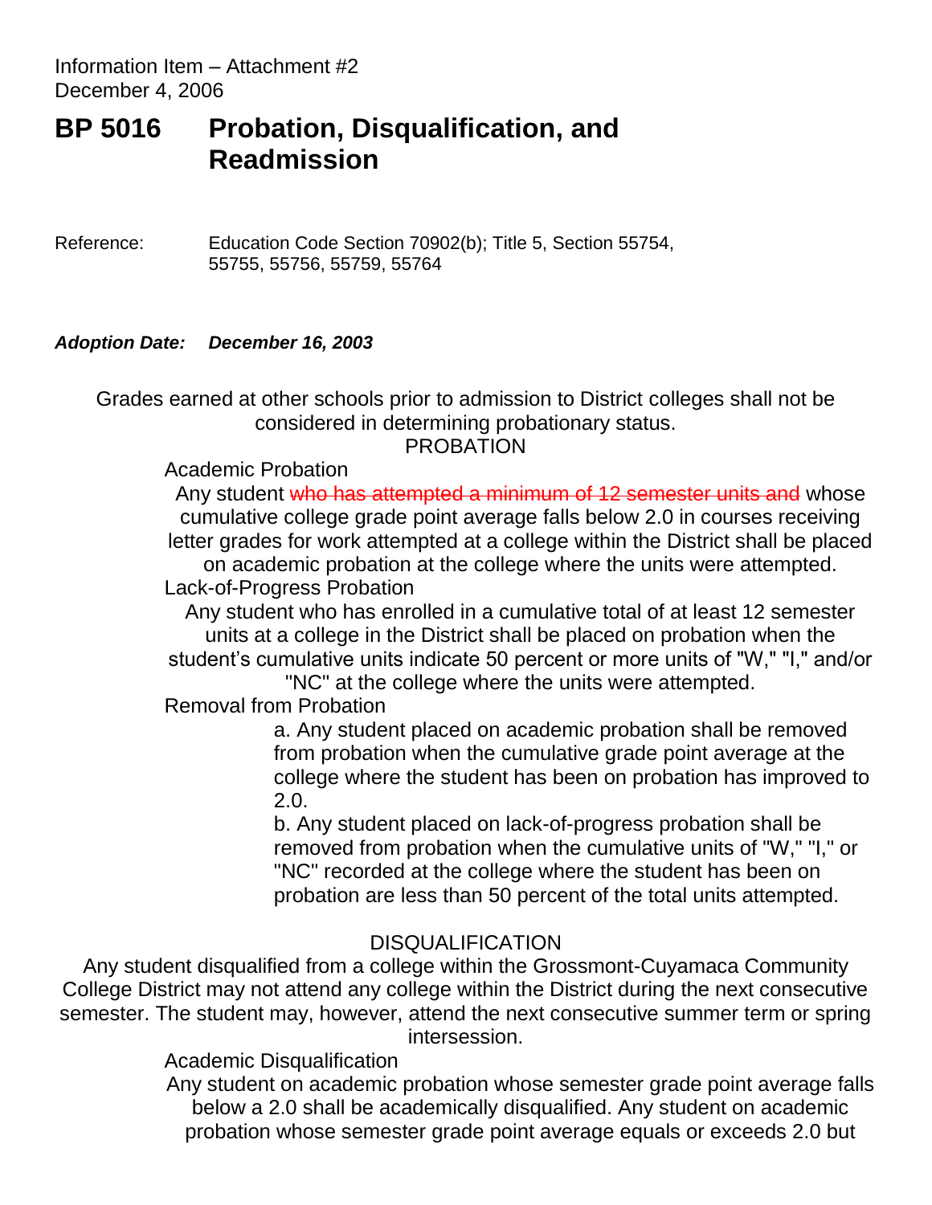Information Item – Attachment #2
December 4, 2006

# BP 5016 Probation, Disqualification, and Readmission

Reference: Education Code Section 70902(b); Title 5, Section 55754, 55755, 55756, 55759, 55764

***Adoption Date: December 16, 2003***

Grades earned at other schools prior to admission to District colleges shall not be considered in determining probationary status.

PROBATION

Academic Probation

Any student ~~who has attempted a minimum of 12 semester units and~~ whose cumulative college grade point average falls below 2.0 in courses receiving letter grades for work attempted at a college within the District shall be placed on academic probation at the college where the units were attempted.

Lack-of-Progress Probation

Any student who has enrolled in a cumulative total of at least 12 semester units at a college in the District shall be placed on probation when the student's cumulative units indicate 50 percent or more units of "W," "I," and/or "NC" at the college where the units were attempted.

Removal from Probation

a. Any student placed on academic probation shall be removed from probation when the cumulative grade point average at the college where the student has been on probation has improved to 2.0.

b. Any student placed on lack-of-progress probation shall be removed from probation when the cumulative units of "W," "I," or "NC" recorded at the college where the student has been on probation are less than 50 percent of the total units attempted.

DISQUALIFICATION

Any student disqualified from a college within the Grossmont-Cuyamaca Community College District may not attend any college within the District during the next consecutive semester. The student may, however, attend the next consecutive summer term or spring intersession.

Academic Disqualification

Any student on academic probation whose semester grade point average falls below a 2.0 shall be academically disqualified. Any student on academic probation whose semester grade point average equals or exceeds 2.0 but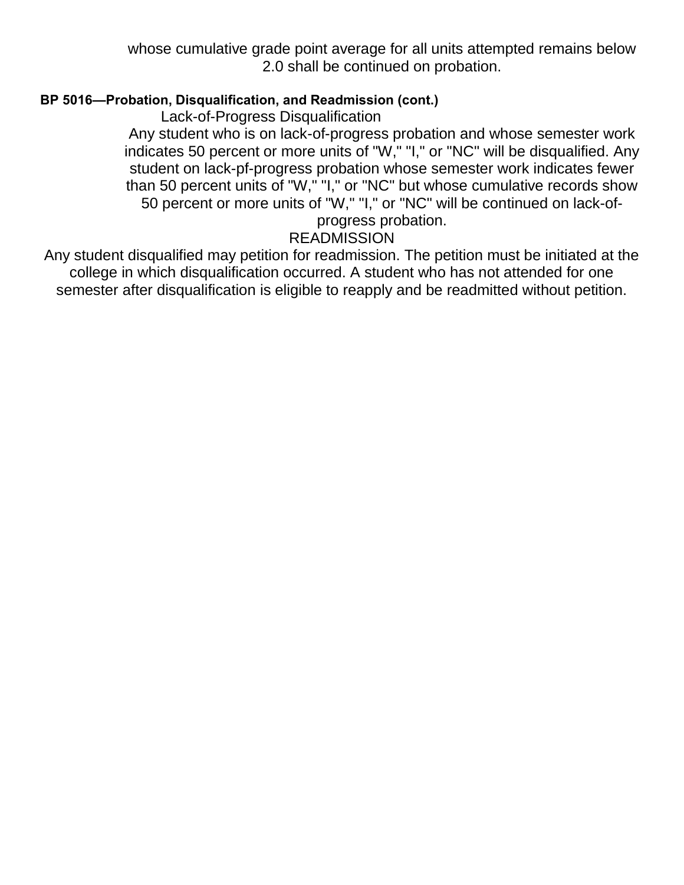whose cumulative grade point average for all units attempted remains below 2.0 shall be continued on probation.

**BP 5016—Probation, Disqualification, and Readmission (cont.)**

Lack-of-Progress Disqualification

Any student who is on lack-of-progress probation and whose semester work indicates 50 percent or more units of "W," "I," or "NC" will be disqualified. Any student on lack-pf-progress probation whose semester work indicates fewer than 50 percent units of "W," "I," or "NC" but whose cumulative records show 50 percent or more units of "W," "I," or "NC" will be continued on lack-of-progress probation.

READMISSION

Any student disqualified may petition for readmission. The petition must be initiated at the college in which disqualification occurred. A student who has not attended for one semester after disqualification is eligible to reapply and be readmitted without petition.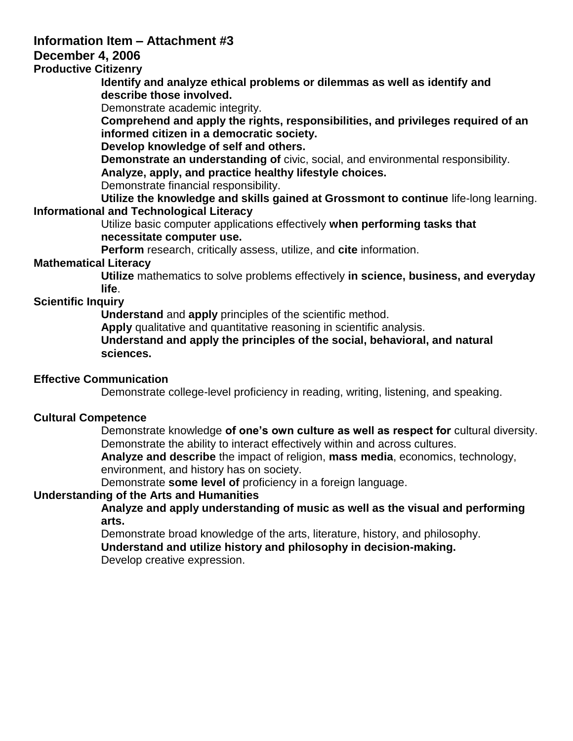**Information Item – Attachment #3**

**December 4, 2006**

**Productive Citizenry**

- **Identify and analyze ethical problems or dilemmas as well as identify and describe those involved.**
- Demonstrate academic integrity.
- **Comprehend and apply the rights, responsibilities, and privileges required of an informed citizen in a democratic society.**
- **Develop knowledge of self and others.**
- **Demonstrate an understanding of** civic, social, and environmental responsibility.
- **Analyze, apply, and practice healthy lifestyle choices.**
- Demonstrate financial responsibility.
- **Utilize the knowledge and skills gained at Grossmont to continue** life-long learning.

**Informational and Technological Literacy**

- Utilize basic computer applications effectively **when performing tasks that necessitate computer use.**
- **Perform** research, critically assess, utilize, and **cite** information.

**Mathematical Literacy**

- **Utilize** mathematics to solve problems effectively **in science, business, and everyday life**.

**Scientific Inquiry**

- **Understand** and **apply** principles of the scientific method.
- **Apply** qualitative and quantitative reasoning in scientific analysis.
- **Understand and apply the principles of the social, behavioral, and natural sciences.**

**Effective Communication**

- Demonstrate college-level proficiency in reading, writing, listening, and speaking.

**Cultural Competence**

- Demonstrate knowledge **of one's own culture as well as respect for** cultural diversity.
- Demonstrate the ability to interact effectively within and across cultures.
- **Analyze and describe** the impact of religion, **mass media**, economics, technology, environment, and history has on society.
- Demonstrate **some level of** proficiency in a foreign language.

**Understanding of the Arts and Humanities**

- **Analyze and apply understanding of music as well as the visual and performing arts.**
- Demonstrate broad knowledge of the arts, literature, history, and philosophy.
- **Understand and utilize history and philosophy in decision-making.**
- Develop creative expression.